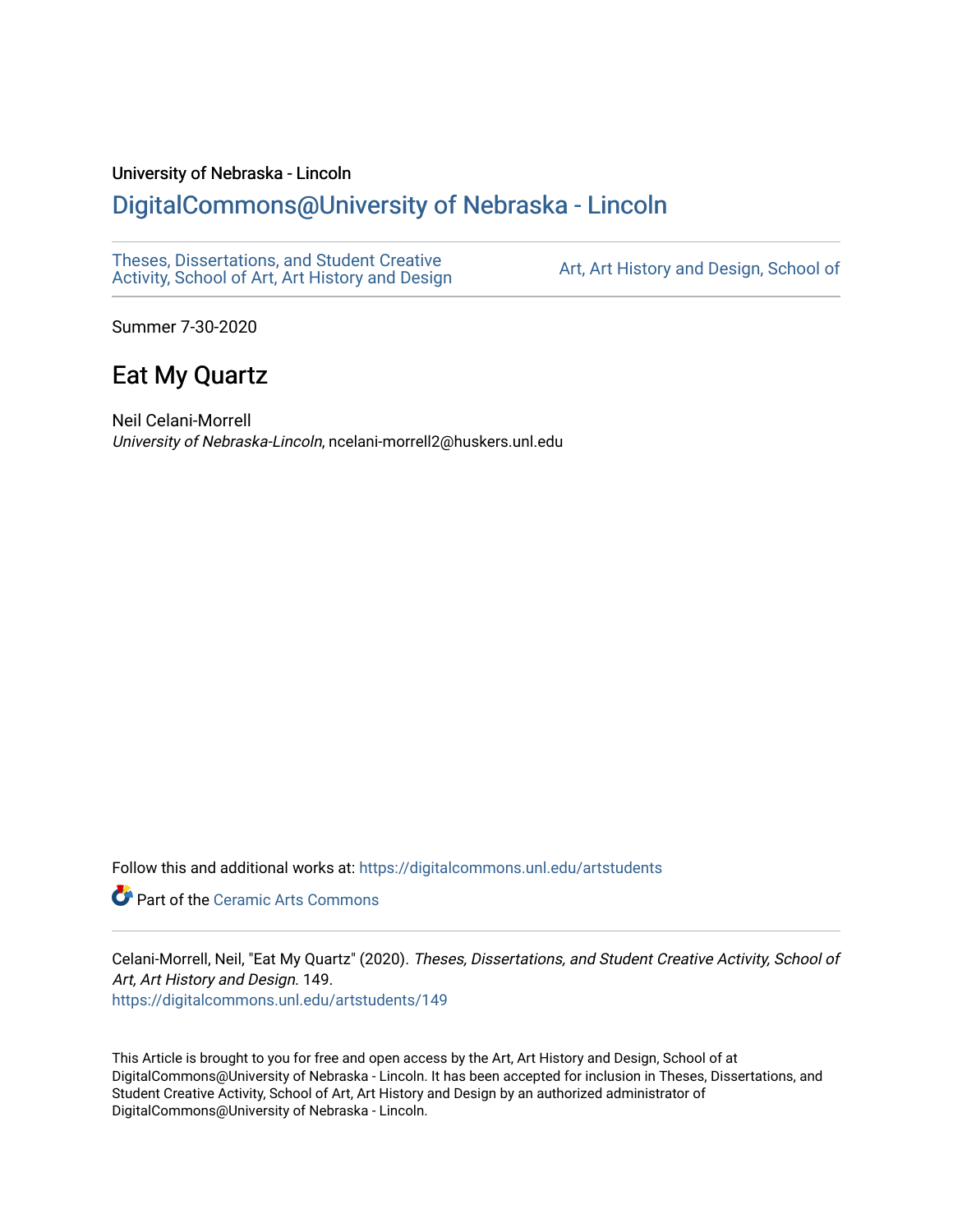University of Nebraska - Lincoln

# DigitalCommons@University of Nebraska - Lincoln

Theses, Dissertations, and Student Creative Activity, School of Art, Art History and Design

Art, Art History and Design, School of

Summer 7-30-2020

## Eat My Quartz

Neil Celani-Morrell
*University of Nebraska-Lincoln*, ncelani-morrell2@huskers.unl.edu

Follow this and additional works at: https://digitalcommons.unl.edu/artstudents

Part of the Ceramic Arts Commons

Celani-Morrell, Neil, "Eat My Quartz" (2020). *Theses, Dissertations, and Student Creative Activity, School of Art, Art History and Design*. 149.
https://digitalcommons.unl.edu/artstudents/149

This Article is brought to you for free and open access by the Art, Art History and Design, School of at DigitalCommons@University of Nebraska - Lincoln. It has been accepted for inclusion in Theses, Dissertations, and Student Creative Activity, School of Art, Art History and Design by an authorized administrator of DigitalCommons@University of Nebraska - Lincoln.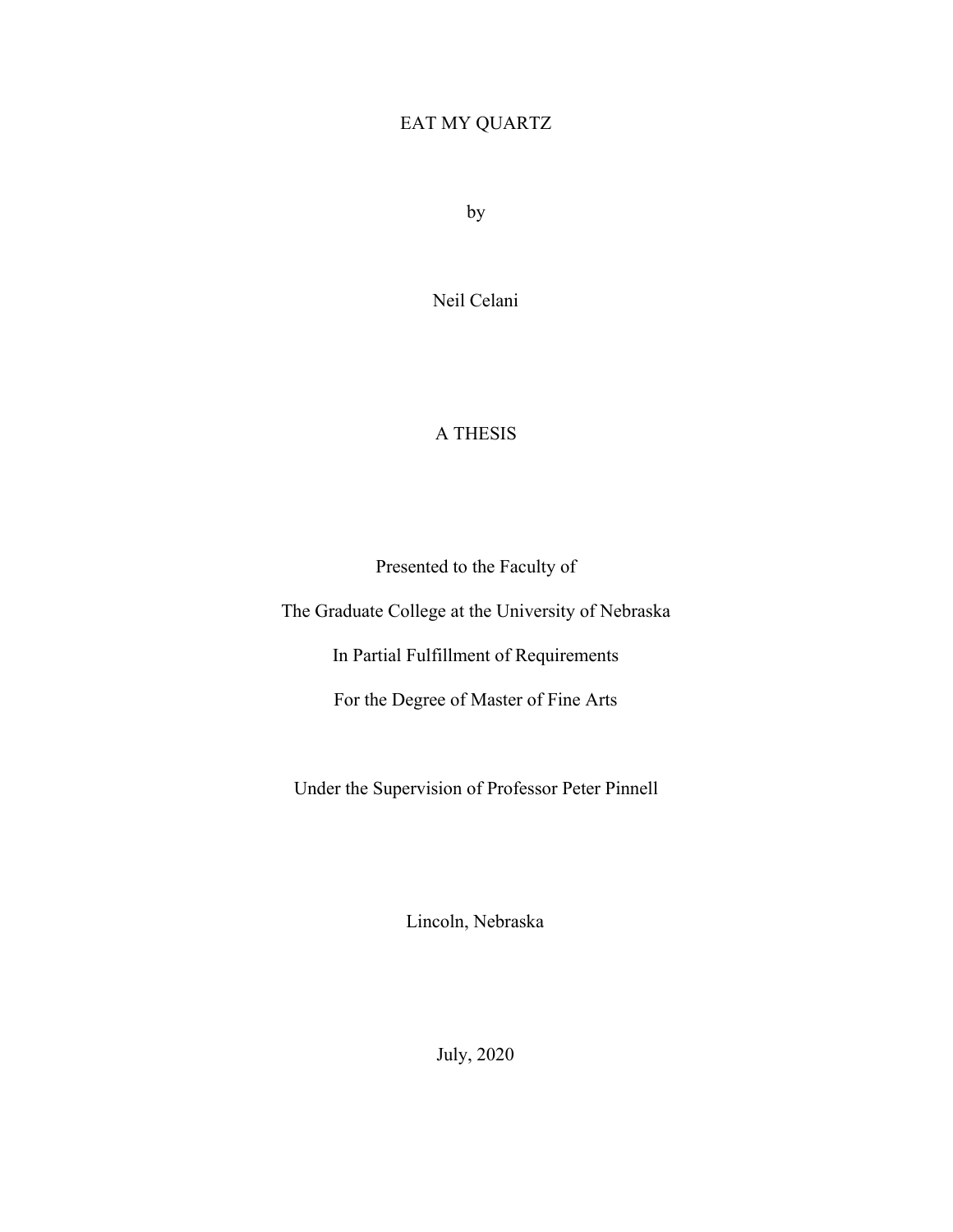# EAT MY QUARTZ

by

Neil Celani

A THESIS

Presented to the Faculty of

The Graduate College at the University of Nebraska

In Partial Fulfillment of Requirements

For the Degree of Master of Fine Arts

Under the Supervision of Professor Peter Pinnell

Lincoln, Nebraska

July, 2020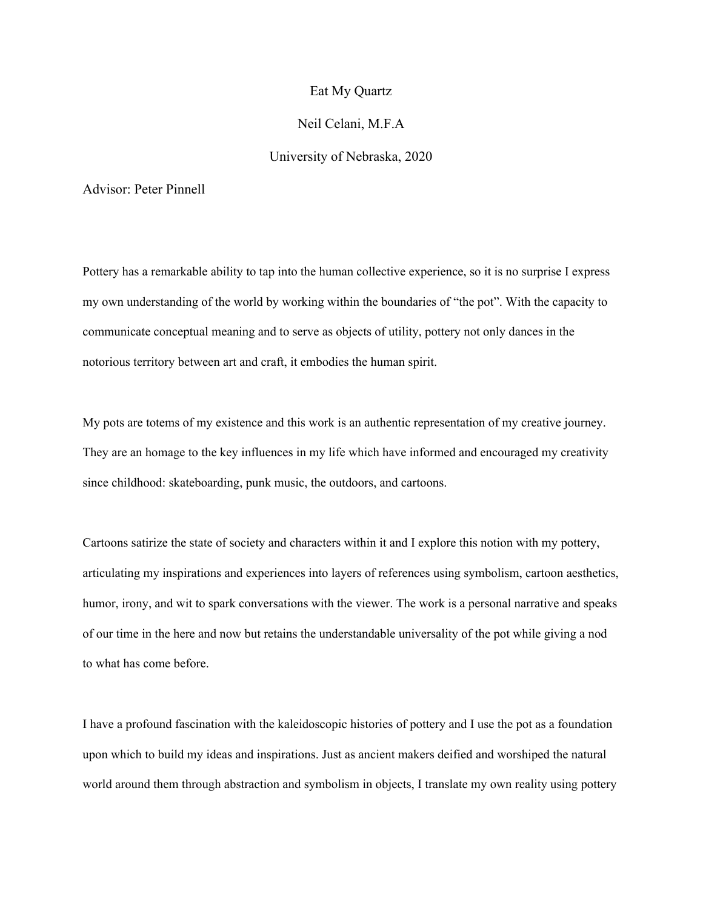Eat My Quartz

Neil Celani, M.F.A

University of Nebraska, 2020

Advisor: Peter Pinnell

Pottery has a remarkable ability to tap into the human collective experience, so it is no surprise I express my own understanding of the world by working within the boundaries of "the pot". With the capacity to communicate conceptual meaning and to serve as objects of utility, pottery not only dances in the notorious territory between art and craft, it embodies the human spirit.

My pots are totems of my existence and this work is an authentic representation of my creative journey. They are an homage to the key influences in my life which have informed and encouraged my creativity since childhood: skateboarding, punk music, the outdoors, and cartoons.

Cartoons satirize the state of society and characters within it and I explore this notion with my pottery, articulating my inspirations and experiences into layers of references using symbolism, cartoon aesthetics, humor, irony, and wit to spark conversations with the viewer. The work is a personal narrative and speaks of our time in the here and now but retains the understandable universality of the pot while giving a nod to what has come before.

I have a profound fascination with the kaleidoscopic histories of pottery and I use the pot as a foundation upon which to build my ideas and inspirations. Just as ancient makers deified and worshiped the natural world around them through abstraction and symbolism in objects, I translate my own reality using pottery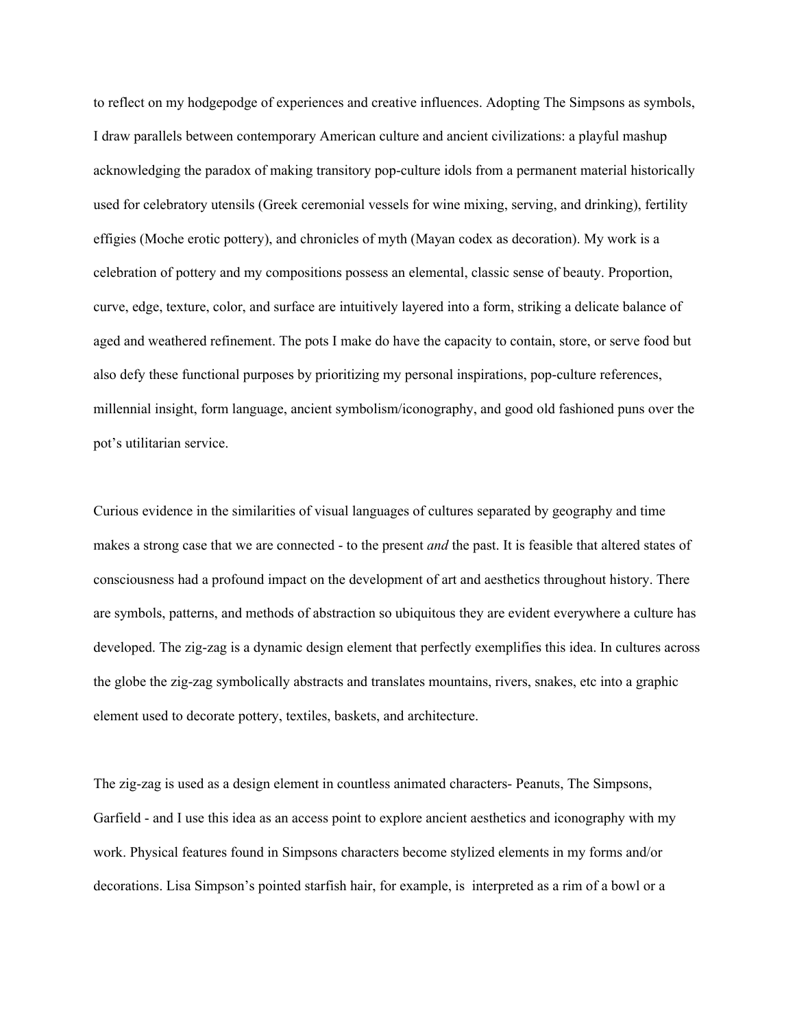to reflect on my hodgepodge of experiences and creative influences. Adopting The Simpsons as symbols, I draw parallels between contemporary American culture and ancient civilizations: a playful mashup acknowledging the paradox of making transitory pop-culture idols from a permanent material historically used for celebratory utensils (Greek ceremonial vessels for wine mixing, serving, and drinking), fertility effigies (Moche erotic pottery), and chronicles of myth (Mayan codex as decoration). My work is a celebration of pottery and my compositions possess an elemental, classic sense of beauty. Proportion, curve, edge, texture, color, and surface are intuitively layered into a form, striking a delicate balance of aged and weathered refinement. The pots I make do have the capacity to contain, store, or serve food but also defy these functional purposes by prioritizing my personal inspirations, pop-culture references, millennial insight, form language, ancient symbolism/iconography, and good old fashioned puns over the pot's utilitarian service.

Curious evidence in the similarities of visual languages of cultures separated by geography and time makes a strong case that we are connected - to the present *and* the past. It is feasible that altered states of consciousness had a profound impact on the development of art and aesthetics throughout history. There are symbols, patterns, and methods of abstraction so ubiquitous they are evident everywhere a culture has developed. The zig-zag is a dynamic design element that perfectly exemplifies this idea. In cultures across the globe the zig-zag symbolically abstracts and translates mountains, rivers, snakes, etc into a graphic element used to decorate pottery, textiles, baskets, and architecture.

The zig-zag is used as a design element in countless animated characters- Peanuts, The Simpsons, Garfield - and I use this idea as an access point to explore ancient aesthetics and iconography with my work. Physical features found in Simpsons characters become stylized elements in my forms and/or decorations. Lisa Simpson's pointed starfish hair, for example, is interpreted as a rim of a bowl or a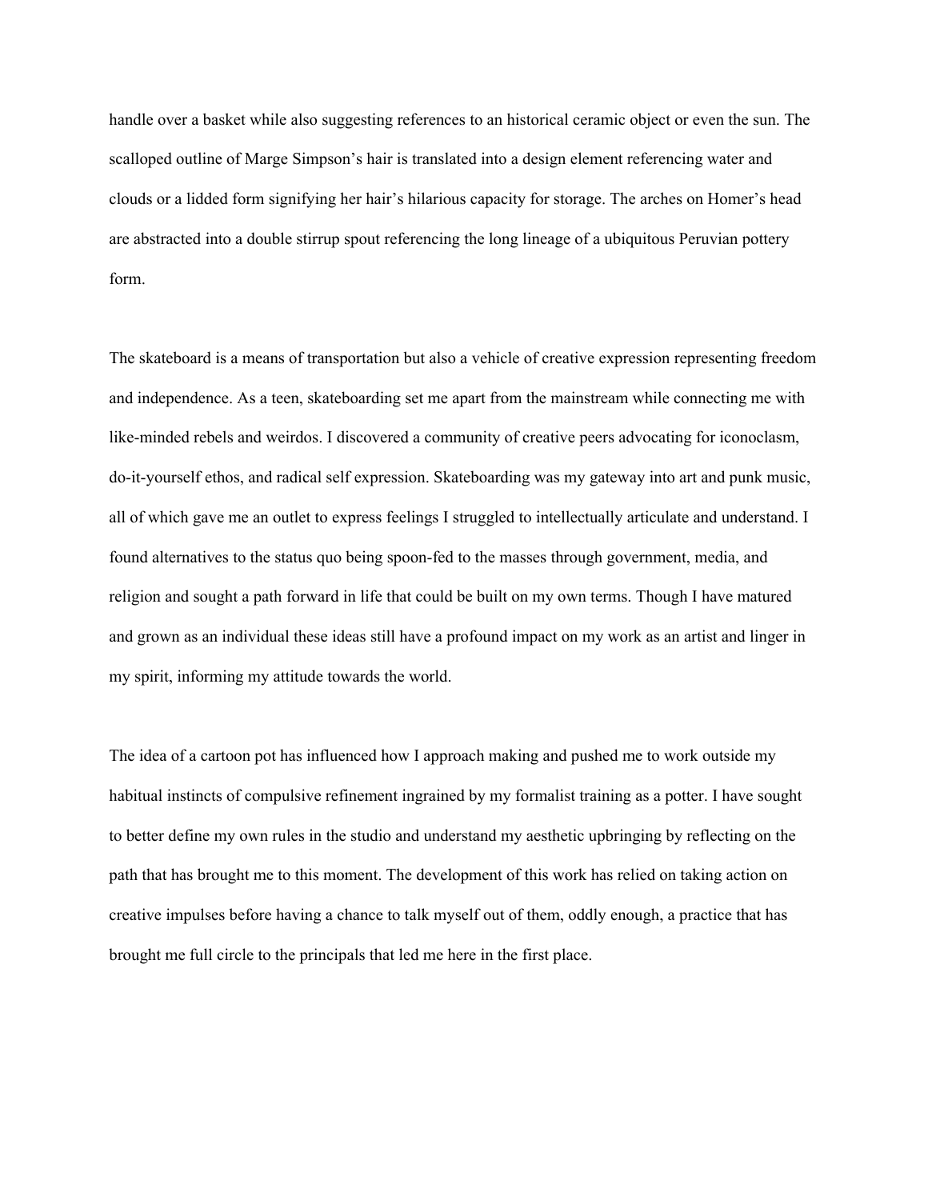handle over a basket while also suggesting references to an historical ceramic object or even the sun. The scalloped outline of Marge Simpson's hair is translated into a design element referencing water and clouds or a lidded form signifying her hair's hilarious capacity for storage. The arches on Homer's head are abstracted into a double stirrup spout referencing the long lineage of a ubiquitous Peruvian pottery form.

The skateboard is a means of transportation but also a vehicle of creative expression representing freedom and independence. As a teen, skateboarding set me apart from the mainstream while connecting me with like-minded rebels and weirdos. I discovered a community of creative peers advocating for iconoclasm, do-it-yourself ethos, and radical self expression. Skateboarding was my gateway into art and punk music, all of which gave me an outlet to express feelings I struggled to intellectually articulate and understand. I found alternatives to the status quo being spoon-fed to the masses through government, media, and religion and sought a path forward in life that could be built on my own terms. Though I have matured and grown as an individual these ideas still have a profound impact on my work as an artist and linger in my spirit, informing my attitude towards the world.

The idea of a cartoon pot has influenced how I approach making and pushed me to work outside my habitual instincts of compulsive refinement ingrained by my formalist training as a potter. I have sought to better define my own rules in the studio and understand my aesthetic upbringing by reflecting on the path that has brought me to this moment. The development of this work has relied on taking action on creative impulses before having a chance to talk myself out of them, oddly enough, a practice that has brought me full circle to the principals that led me here in the first place.